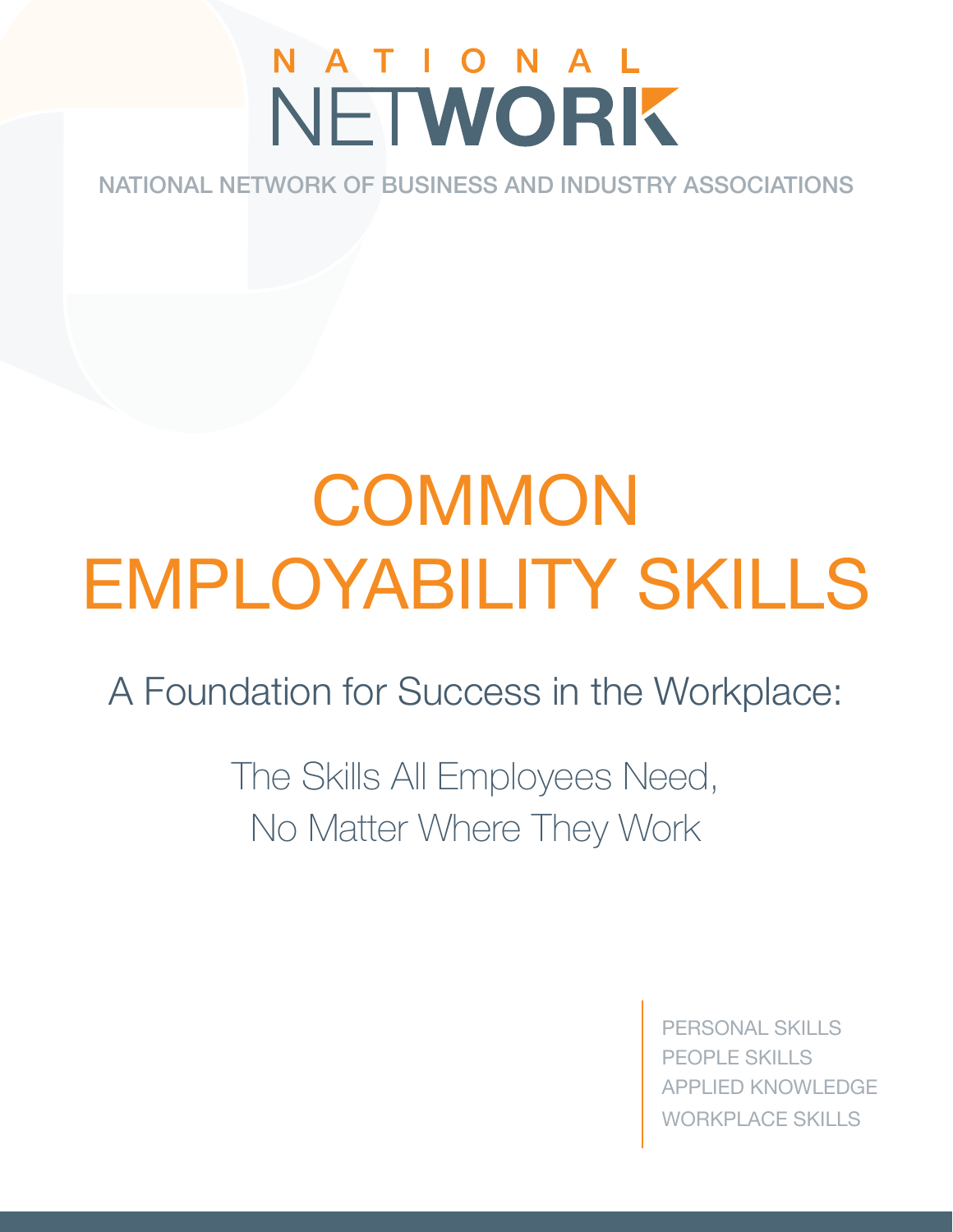NATIONAL NETWORK

NATIONAL NETWORK OF BUSINESS AND INDUSTRY ASSOCIATIONS

# COMMON EMPLOYABILITY SKILLS

## A Foundation for Success in the Workplace:

### The Skills All Employees Need, No Matter Where They Work

PERSONAL SKILLS
PEOPLE SKILLS
APPLIED KNOWLEDGE
WORKPLACE SKILLS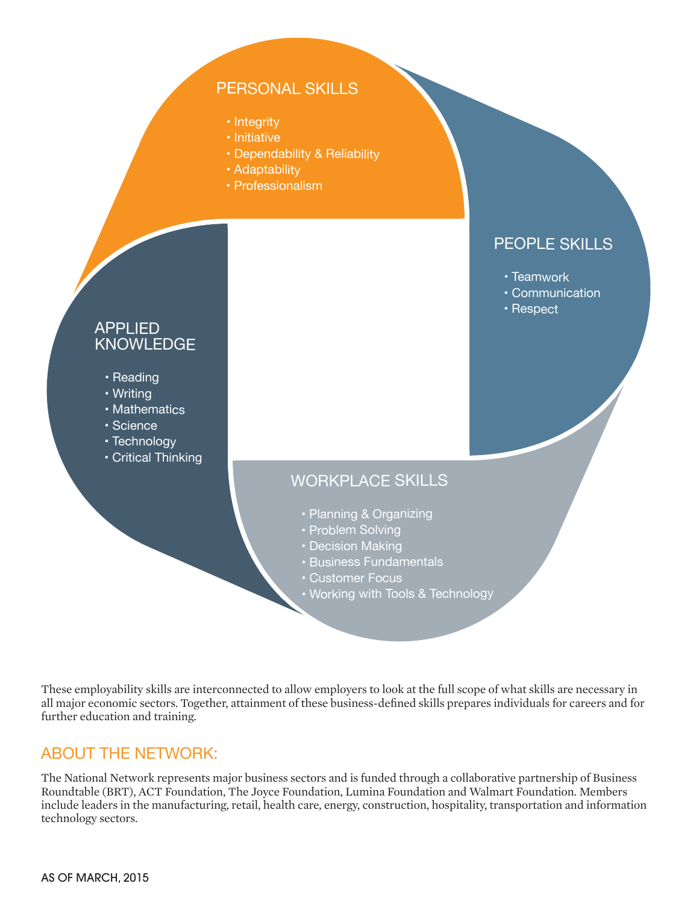### PERSONAL SKILLS

- Integrity
- Initiative
- Dependability & Reliability
- Adaptability
- Professionalism

### PEOPLE SKILLS

- Teamwork
- Communication
- Respect

### APPLIED KNOWLEDGE

- Reading
- Writing
- Mathematics
- Science
- Technology
- Critical Thinking

### WORKPLACE SKILLS

- Planning & Organizing
- Problem Solving
- Decision Making
- Business Fundamentals
- Customer Focus
- Working with Tools & Technology

These employability skills are interconnected to allow employers to look at the full scope of what skills are necessary in all major economic sectors. Together, attainment of these business-defined skills prepares individuals for careers and for further education and training.

## ABOUT THE NETWORK:

The National Network represents major business sectors and is funded through a collaborative partnership of Business Roundtable (BRT), ACT Foundation, The Joyce Foundation, Lumina Foundation and Walmart Foundation. Members include leaders in the manufacturing, retail, health care, energy, construction, hospitality, transportation and information technology sectors.

AS OF MARCH, 2015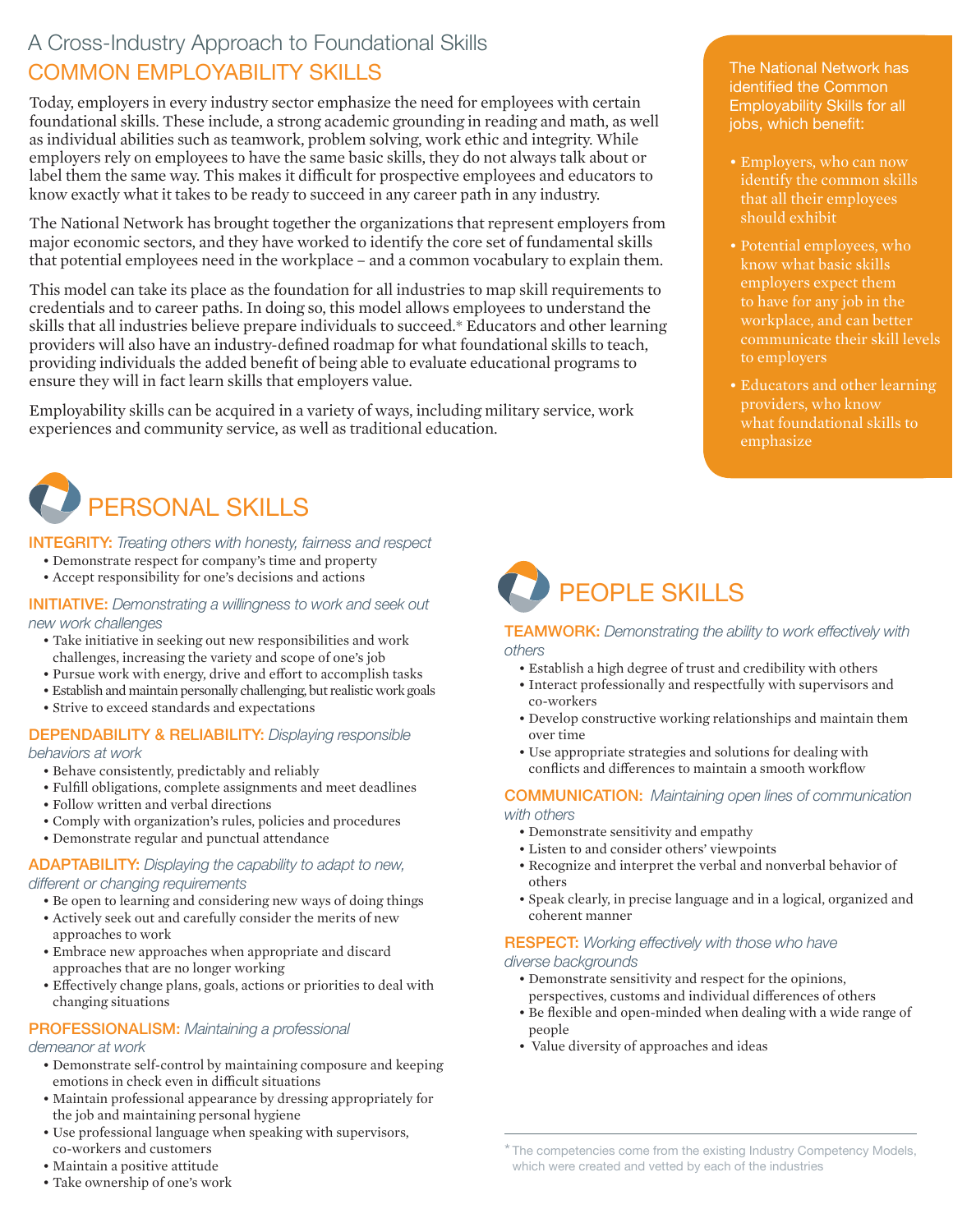A Cross-Industry Approach to Foundational Skills

# COMMON EMPLOYABILITY SKILLS

Today, employers in every industry sector emphasize the need for employees with certain foundational skills. These include, a strong academic grounding in reading and math, as well as individual abilities such as teamwork, problem solving, work ethic and integrity. While employers rely on employees to have the same basic skills, they do not always talk about or label them the same way. This makes it difficult for prospective employees and educators to know exactly what it takes to be ready to succeed in any career path in any industry.

The National Network has brought together the organizations that represent employers from major economic sectors, and they have worked to identify the core set of fundamental skills that potential employees need in the workplace – and a common vocabulary to explain them.

This model can take its place as the foundation for all industries to map skill requirements to credentials and to career paths. In doing so, this model allows employees to understand the skills that all industries believe prepare individuals to succeed.* Educators and other learning providers will also have an industry-defined roadmap for what foundational skills to teach, providing individuals the added benefit of being able to evaluate educational programs to ensure they will in fact learn skills that employers value.

Employability skills can be acquired in a variety of ways, including military service, work experiences and community service, as well as traditional education.

The National Network has identified the Common Employability Skills for all jobs, which benefit:

- Employers, who can now identify the common skills that all their employees should exhibit
- Potential employees, who know what basic skills employers expect them to have for any job in the workplace, and can better communicate their skill levels to employers
- Educators and other learning providers, who know what foundational skills to emphasize

## PERSONAL SKILLS

**INTEGRITY:** *Treating others with honesty, fairness and respect*

- Demonstrate respect for company's time and property
- Accept responsibility for one's decisions and actions

**INITIATIVE:** *Demonstrating a willingness to work and seek out new work challenges*

- Take initiative in seeking out new responsibilities and work challenges, increasing the variety and scope of one's job
- Pursue work with energy, drive and effort to accomplish tasks
- Establish and maintain personally challenging, but realistic work goals
- Strive to exceed standards and expectations

**DEPENDABILITY & RELIABILITY:** *Displaying responsible behaviors at work*

- Behave consistently, predictably and reliably
- Fulfill obligations, complete assignments and meet deadlines
- Follow written and verbal directions
- Comply with organization's rules, policies and procedures
- Demonstrate regular and punctual attendance

**ADAPTABILITY:** *Displaying the capability to adapt to new, different or changing requirements*

- Be open to learning and considering new ways of doing things
- Actively seek out and carefully consider the merits of new approaches to work
- Embrace new approaches when appropriate and discard approaches that are no longer working
- Effectively change plans, goals, actions or priorities to deal with changing situations

**PROFESSIONALISM:** *Maintaining a professional demeanor at work*

- Demonstrate self-control by maintaining composure and keeping emotions in check even in difficult situations
- Maintain professional appearance by dressing appropriately for the job and maintaining personal hygiene
- Use professional language when speaking with supervisors, co-workers and customers
- Maintain a positive attitude
- Take ownership of one's work

## PEOPLE SKILLS

**TEAMWORK:** *Demonstrating the ability to work effectively with others*

- Establish a high degree of trust and credibility with others
- Interact professionally and respectfully with supervisors and co-workers
- Develop constructive working relationships and maintain them over time
- Use appropriate strategies and solutions for dealing with conflicts and differences to maintain a smooth workflow

**COMMUNICATION:** *Maintaining open lines of communication with others*

- Demonstrate sensitivity and empathy
- Listen to and consider others' viewpoints
- Recognize and interpret the verbal and nonverbal behavior of others
- Speak clearly, in precise language and in a logical, organized and coherent manner

**RESPECT:** *Working effectively with those who have diverse backgrounds*

- Demonstrate sensitivity and respect for the opinions, perspectives, customs and individual differences of others
- Be flexible and open-minded when dealing with a wide range of people
- Value diversity of approaches and ideas

* The competencies come from the existing Industry Competency Models, which were created and vetted by each of the industries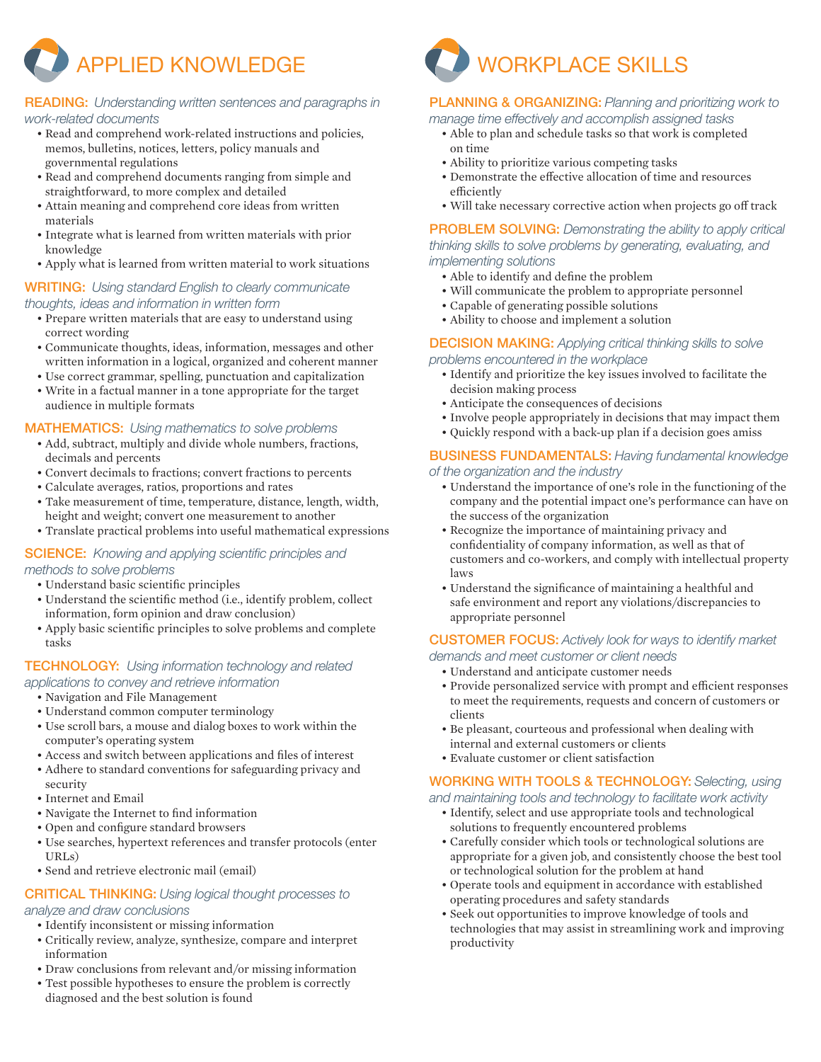# APPLIED KNOWLEDGE

**READING:** *Understanding written sentences and paragraphs in work-related documents*

- Read and comprehend work-related instructions and policies, memos, bulletins, notices, letters, policy manuals and governmental regulations
- Read and comprehend documents ranging from simple and straightforward, to more complex and detailed
- Attain meaning and comprehend core ideas from written materials
- Integrate what is learned from written materials with prior knowledge
- Apply what is learned from written material to work situations

**WRITING:** *Using standard English to clearly communicate thoughts, ideas and information in written form*

- Prepare written materials that are easy to understand using correct wording
- Communicate thoughts, ideas, information, messages and other written information in a logical, organized and coherent manner
- Use correct grammar, spelling, punctuation and capitalization
- Write in a factual manner in a tone appropriate for the target audience in multiple formats

**MATHEMATICS:** *Using mathematics to solve problems*

- Add, subtract, multiply and divide whole numbers, fractions, decimals and percents
- Convert decimals to fractions; convert fractions to percents
- Calculate averages, ratios, proportions and rates
- Take measurement of time, temperature, distance, length, width, height and weight; convert one measurement to another
- Translate practical problems into useful mathematical expressions

**SCIENCE:** *Knowing and applying scientific principles and methods to solve problems*

- Understand basic scientific principles
- Understand the scientific method (i.e., identify problem, collect information, form opinion and draw conclusion)
- Apply basic scientific principles to solve problems and complete tasks

**TECHNOLOGY:** *Using information technology and related applications to convey and retrieve information*

- Navigation and File Management
- Understand common computer terminology
- Use scroll bars, a mouse and dialog boxes to work within the computer's operating system
- Access and switch between applications and files of interest
- Adhere to standard conventions for safeguarding privacy and security
- Internet and Email
- Navigate the Internet to find information
- Open and configure standard browsers
- Use searches, hypertext references and transfer protocols (enter URLs)
- Send and retrieve electronic mail (email)

**CRITICAL THINKING:** *Using logical thought processes to analyze and draw conclusions*

- Identify inconsistent or missing information
- Critically review, analyze, synthesize, compare and interpret information
- Draw conclusions from relevant and/or missing information
- Test possible hypotheses to ensure the problem is correctly diagnosed and the best solution is found

# WORKPLACE SKILLS

**PLANNING & ORGANIZING:** *Planning and prioritizing work to manage time effectively and accomplish assigned tasks*

- Able to plan and schedule tasks so that work is completed on time
- Ability to prioritize various competing tasks
- Demonstrate the effective allocation of time and resources efficiently
- Will take necessary corrective action when projects go off track

**PROBLEM SOLVING:** *Demonstrating the ability to apply critical thinking skills to solve problems by generating, evaluating, and implementing solutions*

- Able to identify and define the problem
- Will communicate the problem to appropriate personnel
- Capable of generating possible solutions
- Ability to choose and implement a solution

**DECISION MAKING:** *Applying critical thinking skills to solve problems encountered in the workplace*

- Identify and prioritize the key issues involved to facilitate the decision making process
- Anticipate the consequences of decisions
- Involve people appropriately in decisions that may impact them
- Quickly respond with a back-up plan if a decision goes amiss

**BUSINESS FUNDAMENTALS:** *Having fundamental knowledge of the organization and the industry*

- Understand the importance of one's role in the functioning of the company and the potential impact one's performance can have on the success of the organization
- Recognize the importance of maintaining privacy and confidentiality of company information, as well as that of customers and co-workers, and comply with intellectual property laws
- Understand the significance of maintaining a healthful and safe environment and report any violations/discrepancies to appropriate personnel

**CUSTOMER FOCUS:** *Actively look for ways to identify market demands and meet customer or client needs*

- Understand and anticipate customer needs
- Provide personalized service with prompt and efficient responses to meet the requirements, requests and concern of customers or clients
- Be pleasant, courteous and professional when dealing with internal and external customers or clients
- Evaluate customer or client satisfaction

**WORKING WITH TOOLS & TECHNOLOGY:** *Selecting, using and maintaining tools and technology to facilitate work activity*

- Identify, select and use appropriate tools and technological solutions to frequently encountered problems
- Carefully consider which tools or technological solutions are appropriate for a given job, and consistently choose the best tool or technological solution for the problem at hand
- Operate tools and equipment in accordance with established operating procedures and safety standards
- Seek out opportunities to improve knowledge of tools and technologies that may assist in streamlining work and improving productivity